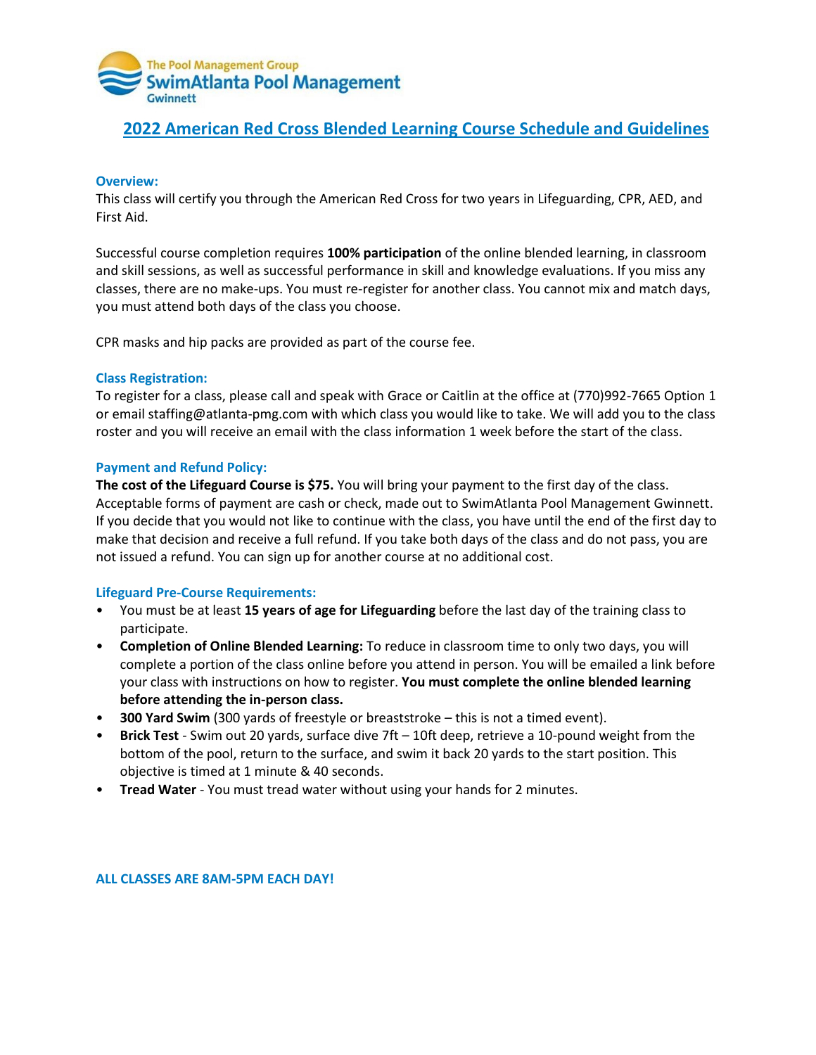The Pool Management Group
SwimAtlanta Pool Management
Gwinnett

# 2022 American Red Cross Blended Learning Course Schedule and Guidelines

### Overview:

This class will certify you through the American Red Cross for two years in Lifeguarding, CPR, AED, and First Aid.

Successful course completion requires **100% participation** of the online blended learning, in classroom and skill sessions, as well as successful performance in skill and knowledge evaluations. If you miss any classes, there are no make-ups. You must re-register for another class. You cannot mix and match days, you must attend both days of the class you choose.

CPR masks and hip packs are provided as part of the course fee.

### Class Registration:

To register for a class, please call and speak with Grace or Caitlin at the office at (770)992-7665 Option 1 or email staffing@atlanta-pmg.com with which class you would like to take. We will add you to the class roster and you will receive an email with the class information 1 week before the start of the class.

### Payment and Refund Policy:

**The cost of the Lifeguard Course is $75.** You will bring your payment to the first day of the class. Acceptable forms of payment are cash or check, made out to SwimAtlanta Pool Management Gwinnett. If you decide that you would not like to continue with the class, you have until the end of the first day to make that decision and receive a full refund. If you take both days of the class and do not pass, you are not issued a refund. You can sign up for another course at no additional cost.

### Lifeguard Pre-Course Requirements:

- You must be at least **15 years of age for Lifeguarding** before the last day of the training class to participate.
- **Completion of Online Blended Learning:** To reduce in classroom time to only two days, you will complete a portion of the class online before you attend in person. You will be emailed a link before your class with instructions on how to register. **You must complete the online blended learning before attending the in-person class.**
- **300 Yard Swim** (300 yards of freestyle or breaststroke – this is not a timed event).
- **Brick Test** - Swim out 20 yards, surface dive 7ft – 10ft deep, retrieve a 10-pound weight from the bottom of the pool, return to the surface, and swim it back 20 yards to the start position. This objective is timed at 1 minute & 40 seconds.
- **Tread Water** - You must tread water without using your hands for 2 minutes.

**ALL CLASSES ARE 8AM-5PM EACH DAY!**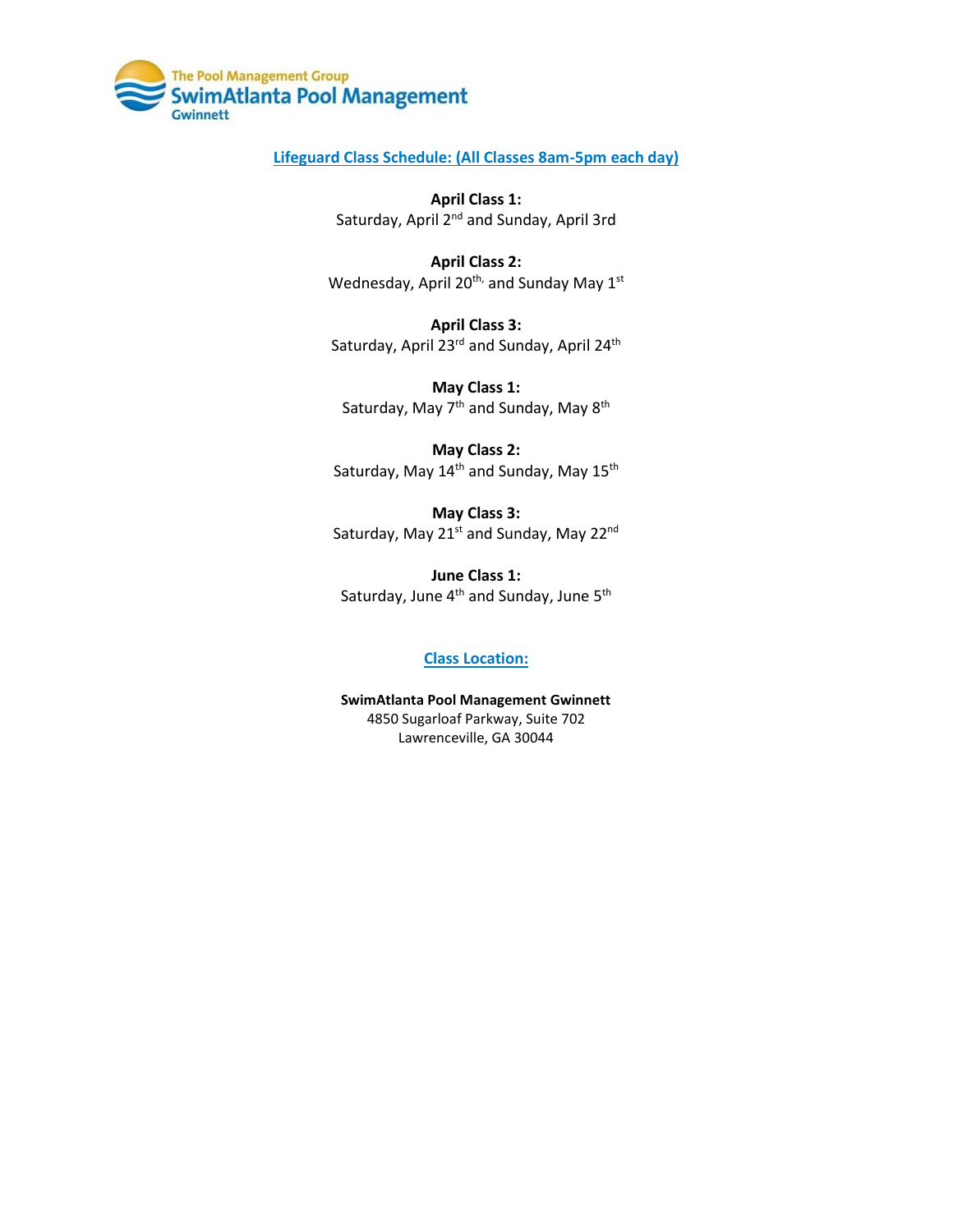The Pool Management Group
SwimAtlanta Pool Management
Gwinnett

## Lifeguard Class Schedule: (All Classes 8am-5pm each day)

**April Class 1:**
Saturday, April 2nd and Sunday, April 3rd

**April Class 2:**
Wednesday, April 20th, and Sunday May 1st

**April Class 3:**
Saturday, April 23rd and Sunday, April 24th

**May Class 1:**
Saturday, May 7th and Sunday, May 8th

**May Class 2:**
Saturday, May 14th and Sunday, May 15th

**May Class 3:**
Saturday, May 21st and Sunday, May 22nd

**June Class 1:**
Saturday, June 4th and Sunday, June 5th

## Class Location:

**SwimAtlanta Pool Management Gwinnett**
4850 Sugarloaf Parkway, Suite 702
Lawrenceville, GA 30044